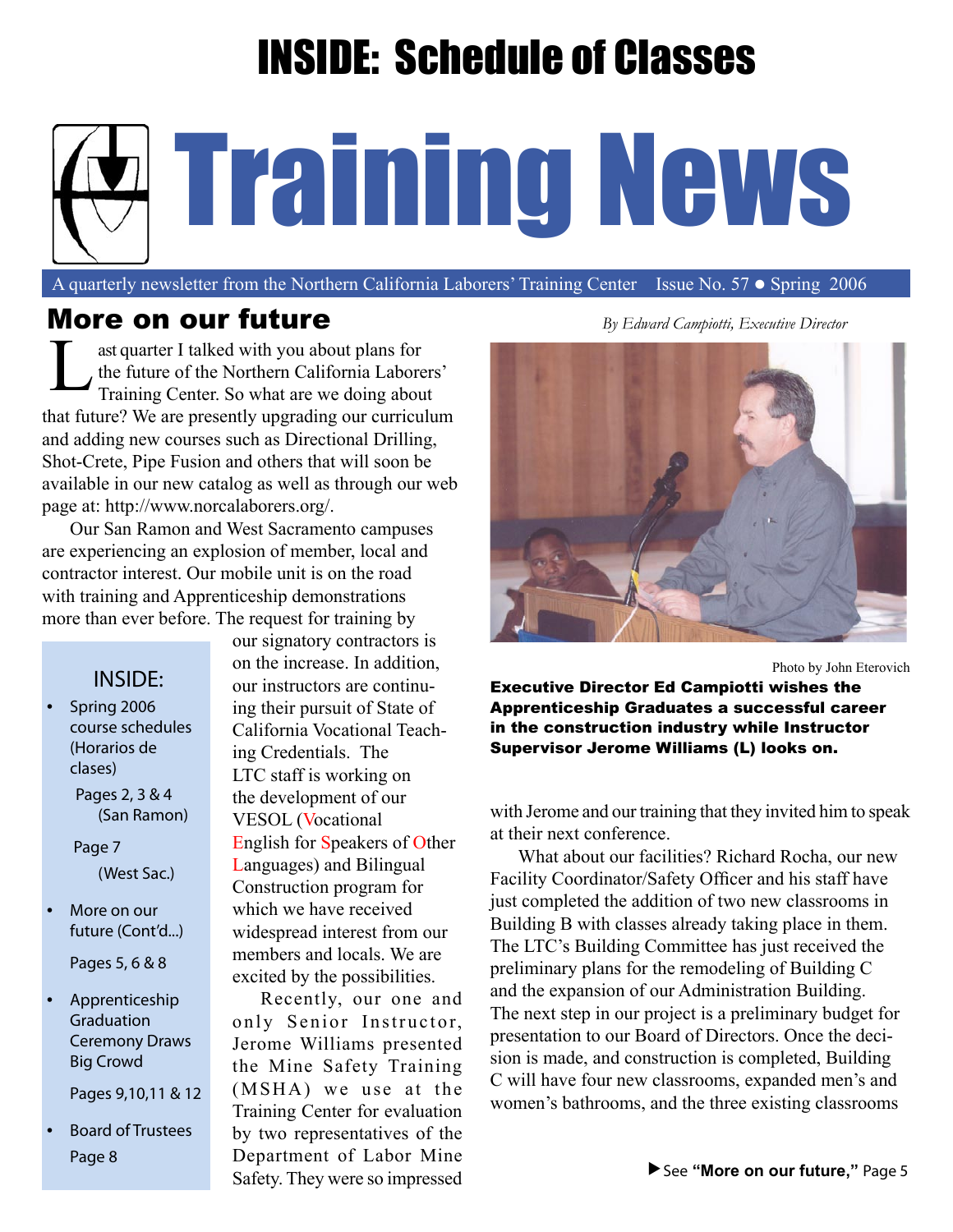# INSIDE: Schedule of Classes

# Training News

A quarterly newsletter from the Northern California Laborers' Training Center Issue No. 57 ● Spring 2006

## More on our future

*By Edward Campiotti, Executive Director*

Last quarter I talked with you about plans for the future of the Northern California Laborers' Training Center. So what are we doing about that future? We are presently upgrading our curriculum and adding new courses such as Directional Drilling, Shot-Crete, Pipe Fusion and others that will soon be available in our new catalog as well as through our web page at: http://www.norcalaborers.org/.

Our San Ramon and West Sacramento campuses are experiencing an explosion of member, local and contractor interest. Our mobile unit is on the road with training and Apprenticeship demonstrations more than ever before. The request for training by our signatory contractors is on the increase. In addition, our instructors are continuing their pursuit of State of California Vocational Teaching Credentials. The LTC staff is working on the development of our VESOL (Vocational English for Speakers of Other Languages) and Bilingual Construction program for which we have received widespread interest from our members and locals. We are excited by the possibilities.

Recently, our one and only Senior Instructor, Jerome Williams presented the Mine Safety Training (MSHA) we use at the Training Center for evaluation by two representatives of the Department of Labor Mine Safety. They were so impressed with Jerome and our training that they invited him to speak at their next conference.

What about our facilities? Richard Rocha, our new Facility Coordinator/Safety Officer and his staff have just completed the addition of two new classrooms in Building B with classes already taking place in them. The LTC's Building Committee has just received the preliminary plans for the remodeling of Building C and the expansion of our Administration Building. The next step in our project is a preliminary budget for presentation to our Board of Directors. Once the decision is made, and construction is completed, Building C will have four new classrooms, expanded men's and women's bathrooms, and the three existing classrooms

▶ See **"More on our future,"** Page 5

Photo by John Eterovich

**Executive Director Ed Campiotti wishes the Apprenticeship Graduates a successful career in the construction industry while Instructor Supervisor Jerome Williams (L) looks on.**

### INSIDE:

- Spring 2006 course schedules (Horarios de clases)
  - Pages 2, 3 & 4 (San Ramon)
  - Page 7 (West Sac.)
- More on our future (Cont'd...)
  - Pages 5, 6 & 8
- Apprenticeship Graduation Ceremony Draws Big Crowd
  - Pages 9,10,11 & 12
- Board of Trustees
  - Page 8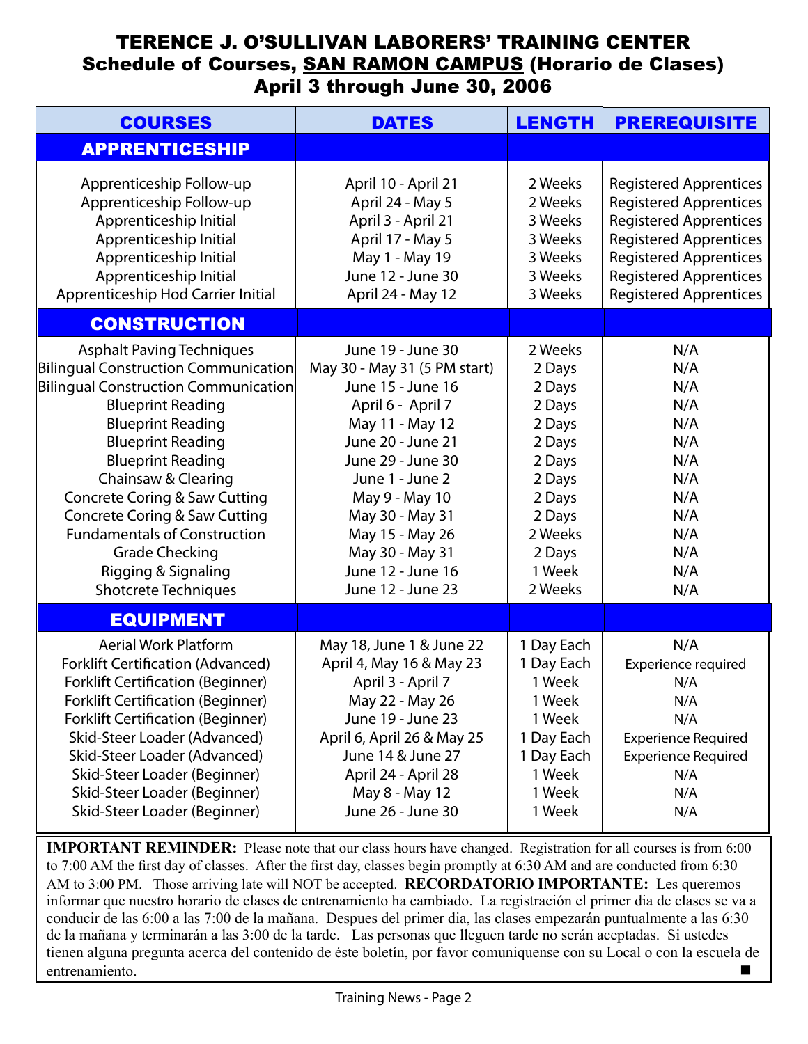# TERENCE J. O'SULLIVAN LABORERS' TRAINING CENTER

## Schedule of Courses, SAN RAMON CAMPUS (Horario de Clases)

## April 3 through June 30, 2006

| COURSES | DATES | LENGTH | PREREQUISITE |
|---|---|---|---|
| **APPRENTICESHIP** | | | |
| Apprenticeship Follow-up | April 10 - April 21 | 2 Weeks | Registered Apprentices |
| Apprenticeship Follow-up | April 24 - May 5 | 2 Weeks | Registered Apprentices |
| Apprenticeship Initial | April 3 - April 21 | 3 Weeks | Registered Apprentices |
| Apprenticeship Initial | April 17 - May 5 | 3 Weeks | Registered Apprentices |
| Apprenticeship Initial | May 1 - May 19 | 3 Weeks | Registered Apprentices |
| Apprenticeship Initial | June 12 - June 30 | 3 Weeks | Registered Apprentices |
| Apprenticeship Hod Carrier Initial | April 24 - May 12 | 3 Weeks | Registered Apprentices |
| **CONSTRUCTION** | | | |
| Asphalt Paving Techniques | June 19 - June 30 | 2 Weeks | N/A |
| Bilingual Construction Communication | May 30 - May 31 (5 PM start) | 2 Days | N/A |
| Bilingual Construction Communication | June 15 - June 16 | 2 Days | N/A |
| Blueprint Reading | April 6 - April 7 | 2 Days | N/A |
| Blueprint Reading | May 11 - May 12 | 2 Days | N/A |
| Blueprint Reading | June 20 - June 21 | 2 Days | N/A |
| Blueprint Reading | June 29 - June 30 | 2 Days | N/A |
| Chainsaw & Clearing | June 1 - June 2 | 2 Days | N/A |
| Concrete Coring & Saw Cutting | May 9 - May 10 | 2 Days | N/A |
| Concrete Coring & Saw Cutting | May 30 - May 31 | 2 Days | N/A |
| Fundamentals of Construction | May 15 - May 26 | 2 Weeks | N/A |
| Grade Checking | May 30 - May 31 | 2 Days | N/A |
| Rigging & Signaling | June 12 - June 16 | 1 Week | N/A |
| Shotcrete Techniques | June 12 - June 23 | 2 Weeks | N/A |
| **EQUIPMENT** | | | |
| Aerial Work Platform | May 18, June 1 & June 22 | 1 Day Each | N/A |
| Forklift Certification (Advanced) | April 4, May 16 & May 23 | 1 Day Each | Experience required |
| Forklift Certification (Beginner) | April 3 - April 7 | 1 Week | N/A |
| Forklift Certification (Beginner) | May 22 - May 26 | 1 Week | N/A |
| Forklift Certification (Beginner) | June 19 - June 23 | 1 Week | N/A |
| Skid-Steer Loader (Advanced) | April 6, April 26 & May 25 | 1 Day Each | Experience Required |
| Skid-Steer Loader (Advanced) | June 14 & June 27 | 1 Day Each | Experience Required |
| Skid-Steer Loader (Beginner) | April 24 - April 28 | 1 Week | N/A |
| Skid-Steer Loader (Beginner) | May 8 - May 12 | 1 Week | N/A |
| Skid-Steer Loader (Beginner) | June 26 - June 30 | 1 Week | N/A |

**IMPORTANT REMINDER:** Please note that our class hours have changed. Registration for all courses is from 6:00 to 7:00 AM the first day of classes. After the first day, classes begin promptly at 6:30 AM and are conducted from 6:30 AM to 3:00 PM. Those arriving late will NOT be accepted. **RECORDATORIO IMPORTANTE:** Les queremos informar que nuestro horario de clases de entrenamiento ha cambiado. La registración el primer dia de clases se va a conducir de las 6:00 a las 7:00 de la mañana. Despues del primer dia, las clases empezarán puntualmente a las 6:30 de la mañana y terminarán a las 3:00 de la tarde. Las personas que lleguen tarde no serán aceptadas. Si ustedes tienen alguna pregunta acerca del contenido de éste boletín, por favor comuniquense con su Local o con la escuela de entrenamiento. ■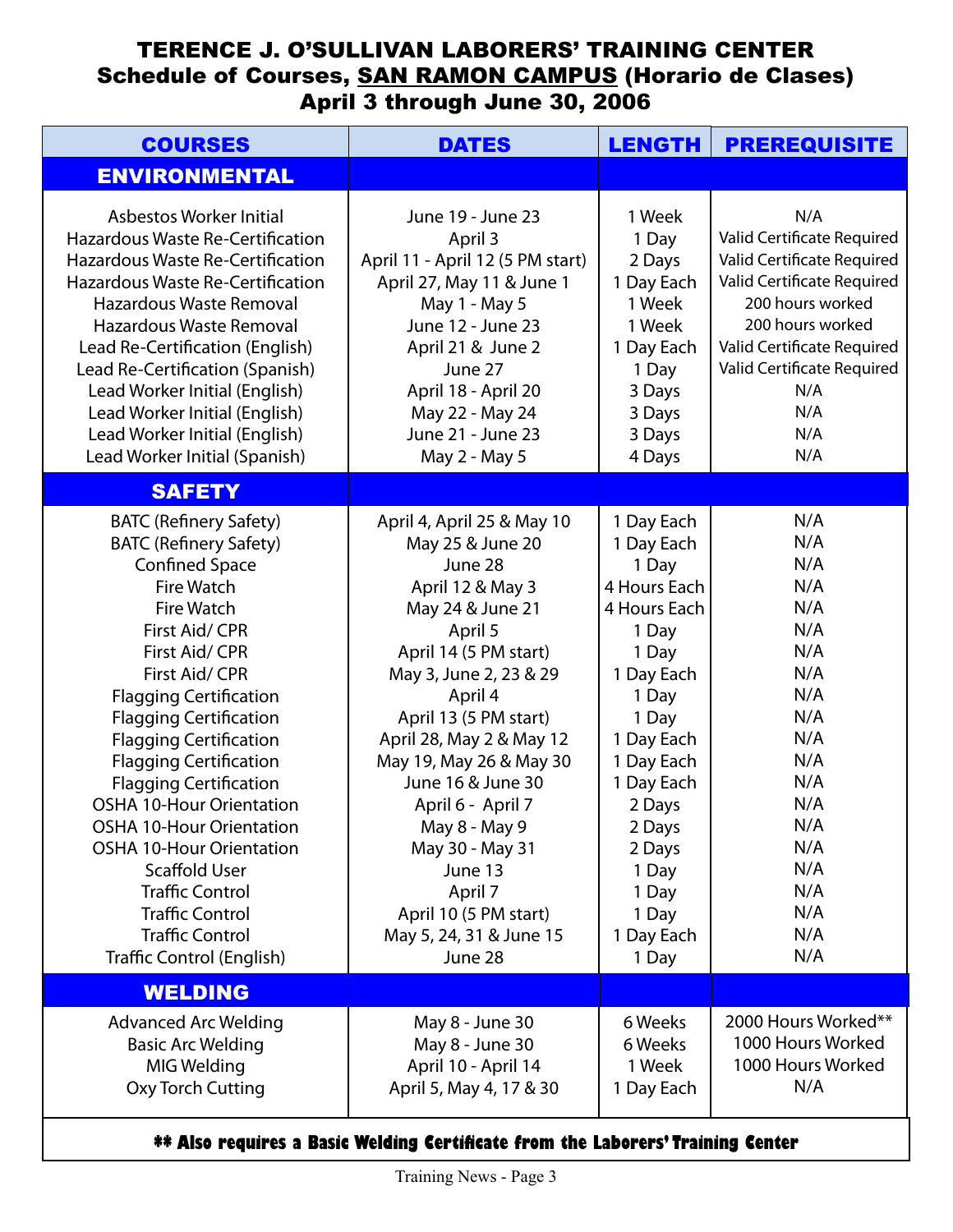# TERENCE J. O'SULLIVAN LABORERS' TRAINING CENTER
## Schedule of Courses, SAN RAMON CAMPUS (Horario de Clases)
## April 3 through June 30, 2006

| COURSES | DATES | LENGTH | PREREQUISITE |
|---|---|---|---|
| **ENVIRONMENTAL** | | | |
| Asbestos Worker Initial | June 19 - June 23 | 1 Week | N/A |
| Hazardous Waste Re-Certification | April 3 | 1 Day | Valid Certificate Required |
| Hazardous Waste Re-Certification | April 11 - April 12 (5 PM start) | 2 Days | Valid Certificate Required |
| Hazardous Waste Re-Certification | April 27, May 11 & June 1 | 1 Day Each | Valid Certificate Required |
| Hazardous Waste Removal | May 1 - May 5 | 1 Week | 200 hours worked |
| Hazardous Waste Removal | June 12 - June 23 | 1 Week | 200 hours worked |
| Lead Re-Certification (English) | April 21 & June 2 | 1 Day Each | Valid Certificate Required |
| Lead Re-Certification (Spanish) | June 27 | 1 Day | Valid Certificate Required |
| Lead Worker Initial (English) | April 18 - April 20 | 3 Days | N/A |
| Lead Worker Initial (English) | May 22 - May 24 | 3 Days | N/A |
| Lead Worker Initial (English) | June 21 - June 23 | 3 Days | N/A |
| Lead Worker Initial (Spanish) | May 2 - May 5 | 4 Days | N/A |
| **SAFETY** | | | |
| BATC (Refinery Safety) | April 4, April 25 & May 10 | 1 Day Each | N/A |
| BATC (Refinery Safety) | May 25 & June 20 | 1 Day Each | N/A |
| Confined Space | June 28 | 1 Day | N/A |
| Fire Watch | April 12 & May 3 | 4 Hours Each | N/A |
| Fire Watch | May 24 & June 21 | 4 Hours Each | N/A |
| First Aid/ CPR | April 5 | 1 Day | N/A |
| First Aid/ CPR | April 14 (5 PM start) | 1 Day | N/A |
| First Aid/ CPR | May 3, June 2, 23 & 29 | 1 Day Each | N/A |
| Flagging Certification | April 4 | 1 Day | N/A |
| Flagging Certification | April 13 (5 PM start) | 1 Day | N/A |
| Flagging Certification | April 28, May 2 & May 12 | 1 Day Each | N/A |
| Flagging Certification | May 19, May 26 & May 30 | 1 Day Each | N/A |
| Flagging Certification | June 16 & June 30 | 1 Day Each | N/A |
| OSHA 10-Hour Orientation | April 6 - April 7 | 2 Days | N/A |
| OSHA 10-Hour Orientation | May 8 - May 9 | 2 Days | N/A |
| OSHA 10-Hour Orientation | May 30 - May 31 | 2 Days | N/A |
| Scaffold User | June 13 | 1 Day | N/A |
| Traffic Control | April 7 | 1 Day | N/A |
| Traffic Control | April 10 (5 PM start) | 1 Day | N/A |
| Traffic Control | May 5, 24, 31 & June 15 | 1 Day Each | N/A |
| Traffic Control (English) | June 28 | 1 Day | N/A |
| **WELDING** | | | |
| Advanced Arc Welding | May 8 - June 30 | 6 Weeks | 2000 Hours Worked** |
| Basic Arc Welding | May 8 - June 30 | 6 Weeks | 1000 Hours Worked |
| MIG Welding | April 10 - April 14 | 1 Week | 1000 Hours Worked |
| Oxy Torch Cutting | April 5, May 4, 17 & 30 | 1 Day Each | N/A |

**** Also requires a Basic Welding Certificate from the Laborers' Training Center**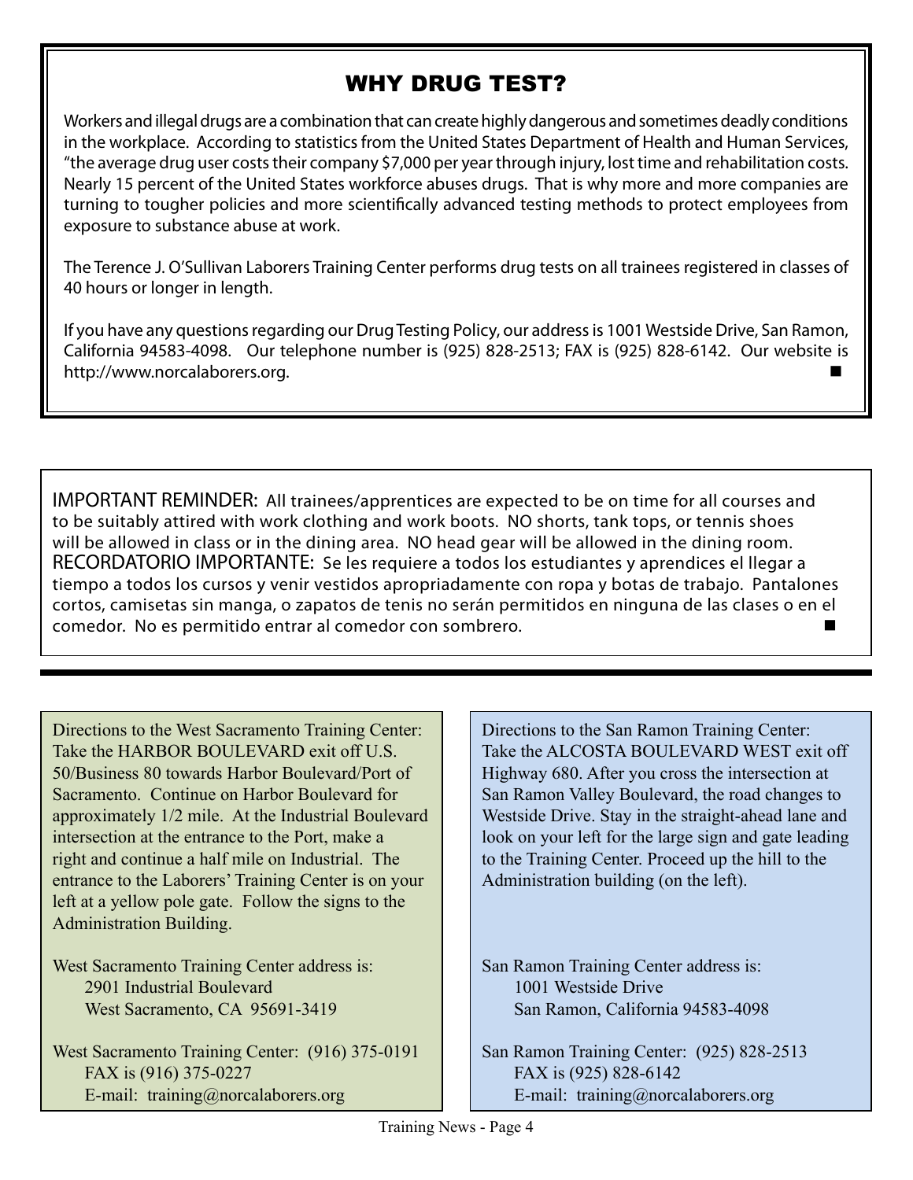## WHY DRUG TEST?

Workers and illegal drugs are a combination that can create highly dangerous and sometimes deadly conditions in the workplace. According to statistics from the United States Department of Health and Human Services, "the average drug user costs their company $7,000 per year through injury, lost time and rehabilitation costs. Nearly 15 percent of the United States workforce abuses drugs. That is why more and more companies are turning to tougher policies and more scientifically advanced testing methods to protect employees from exposure to substance abuse at work.

The Terence J. O'Sullivan Laborers Training Center performs drug tests on all trainees registered in classes of 40 hours or longer in length.

If you have any questions regarding our Drug Testing Policy, our address is 1001 Westside Drive, San Ramon, California 94583-4098. Our telephone number is (925) 828-2513; FAX is (925) 828-6142. Our website is http://www.norcalaborers.org. ■

---

IMPORTANT REMINDER: All trainees/apprentices are expected to be on time for all courses and to be suitably attired with work clothing and work boots. NO shorts, tank tops, or tennis shoes will be allowed in class or in the dining area. NO head gear will be allowed in the dining room.

RECORDATORIO IMPORTANTE: Se les requiere a todos los estudiantes y aprendices el llegar a tiempo a todos los cursos y venir vestidos apropriadamente con ropa y botas de trabajo. Pantalones cortos, camisetas sin manga, o zapatos de tenis no serán permitidos en ninguna de las clases o en el comedor. No es permitido entrar al comedor con sombrero. ■

---

Directions to the West Sacramento Training Center: Take the HARBOR BOULEVARD exit off U.S. 50/Business 80 towards Harbor Boulevard/Port of Sacramento. Continue on Harbor Boulevard for approximately 1/2 mile. At the Industrial Boulevard intersection at the entrance to the Port, make a right and continue a half mile on Industrial. The entrance to the Laborers' Training Center is on your left at a yellow pole gate. Follow the signs to the Administration Building.

West Sacramento Training Center address is:
2901 Industrial Boulevard
West Sacramento, CA 95691-3419

West Sacramento Training Center: (916) 375-0191
FAX is (916) 375-0227
E-mail: training@norcalaborers.org

Directions to the San Ramon Training Center: Take the ALCOSTA BOULEVARD WEST exit off Highway 680. After you cross the intersection at San Ramon Valley Boulevard, the road changes to Westside Drive. Stay in the straight-ahead lane and look on your left for the large sign and gate leading to the Training Center. Proceed up the hill to the Administration building (on the left).

San Ramon Training Center address is:
1001 Westside Drive
San Ramon, California 94583-4098

San Ramon Training Center: (925) 828-2513
FAX is (925) 828-6142
E-mail: training@norcalaborers.org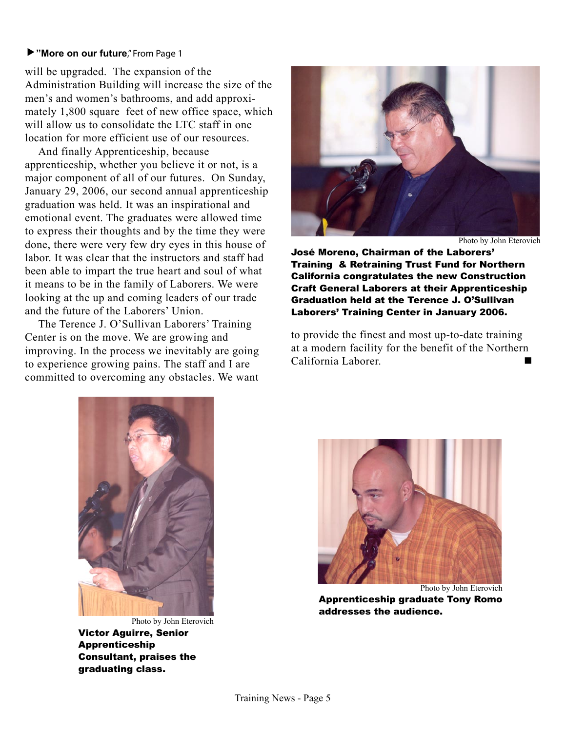▶ **"More on our future**," From Page 1

will be upgraded. The expansion of the Administration Building will increase the size of the men's and women's bathrooms, and add approximately 1,800 square feet of new office space, which will allow us to consolidate the LTC staff in one location for more efficient use of our resources.

And finally Apprenticeship, because apprenticeship, whether you believe it or not, is a major component of all of our futures. On Sunday, January 29, 2006, our second annual apprenticeship graduation was held. It was an inspirational and emotional event. The graduates were allowed time to express their thoughts and by the time they were done, there were very few dry eyes in this house of labor. It was clear that the instructors and staff had been able to impart the true heart and soul of what it means to be in the family of Laborers. We were looking at the up and coming leaders of our trade and the future of the Laborers' Union.

The Terence J. O'Sullivan Laborers' Training Center is on the move. We are growing and improving. In the process we inevitably are going to experience growing pains. The staff and I are committed to overcoming any obstacles. We want to provide the finest and most up-to-date training at a modern facility for the benefit of the Northern California Laborer. ■

Photo by John Eterovich

**José Moreno, Chairman of the Laborers' Training & Retraining Trust Fund for Northern California congratulates the new Construction Craft General Laborers at their Apprenticeship Graduation held at the Terence J. O'Sullivan Laborers' Training Center in January 2006.**

Photo by John Eterovich

**Victor Aguirre, Senior Apprenticeship Consultant, praises the graduating class.**

Photo by John Eterovich

**Apprenticeship graduate Tony Romo addresses the audience.**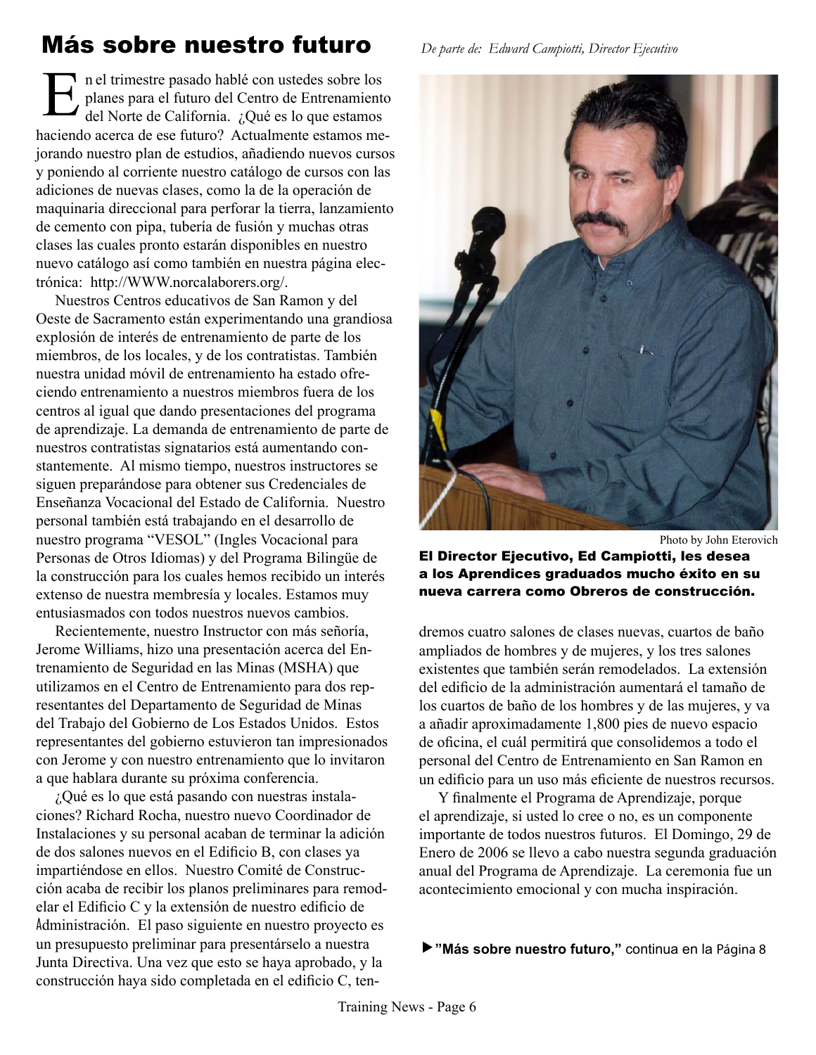# Más sobre nuestro futuro

*De parte de: Edward Campiotti, Director Ejecutivo*

En el trimestre pasado hablé con ustedes sobre los planes para el futuro del Centro de Entrenamiento del Norte de California. ¿Qué es lo que estamos haciendo acerca de ese futuro? Actualmente estamos mejorando nuestro plan de estudios, añadiendo nuevos cursos y poniendo al corriente nuestro catálogo de cursos con las adiciones de nuevas clases, como la de la operación de maquinaria direccional para perforar la tierra, lanzamiento de cemento con pipa, tubería de fusión y muchas otras clases las cuales pronto estarán disponibles en nuestro nuevo catálogo así como también en nuestra página electrónica: http://WWW.norcalaborers.org/.

Nuestros Centros educativos de San Ramon y del Oeste de Sacramento están experimentando una grandiosa explosión de interés de entrenamiento de parte de los miembros, de los locales, y de los contratistas. También nuestra unidad móvil de entrenamiento ha estado ofreciendo entrenamiento a nuestros miembros fuera de los centros al igual que dando presentaciones del programa de aprendizaje. La demanda de entrenamiento de parte de nuestros contratistas signatarios está aumentando constantemente. Al mismo tiempo, nuestros instructores se siguen preparándose para obtener sus Credenciales de Enseñanza Vocacional del Estado de California. Nuestro personal también está trabajando en el desarrollo de nuestro programa "VESOL" (Ingles Vocacional para Personas de Otros Idiomas) y del Programa Bilingüe de la construcción para los cuales hemos recibido un interés extenso de nuestra membresía y locales. Estamos muy entusiasmados con todos nuestros nuevos cambios.

Recientemente, nuestro Instructor con más señoría, Jerome Williams, hizo una presentación acerca del Entrenamiento de Seguridad en las Minas (MSHA) que utilizamos en el Centro de Entrenamiento para dos representantes del Departamento de Seguridad de Minas del Trabajo del Gobierno de Los Estados Unidos. Estos representantes del gobierno estuvieron tan impresionados con Jerome y con nuestro entrenamiento que lo invitaron a que hablara durante su próxima conferencia.

¿Qué es lo que está pasando con nuestras instalaciones? Richard Rocha, nuestro nuevo Coordinador de Instalaciones y su personal acaban de terminar la adición de dos salones nuevos en el Edificio B, con clases ya impartiéndose en ellos. Nuestro Comité de Construcción acaba de recibir los planos preliminares para remodelar el Edificio C y la extensión de nuestro edificio de Administración. El paso siguiente en nuestro proyecto es un presupuesto preliminar para presentárselo a nuestra Junta Directiva. Una vez que esto se haya aprobado, y la construcción haya sido completada en el edificio C, tendremos cuatro salones de clases nuevas, cuartos de baño ampliados de hombres y de mujeres, y los tres salones existentes que también serán remodelados. La extensión del edificio de la administración aumentará el tamaño de los cuartos de baño de los hombres y de las mujeres, y va a añadir aproximadamente 1,800 pies de nuevo espacio de oficina, el cuál permitirá que consolidemos a todo el personal del Centro de Entrenamiento en San Ramon en un edificio para un uso más eficiente de nuestros recursos.

Photo by John Eterovich

**El Director Ejecutivo, Ed Campiotti, les desea a los Aprendices graduados mucho éxito en su nueva carrera como Obreros de construcción.**

Y finalmente el Programa de Aprendizaje, porque el aprendizaje, si usted lo cree o no, es un componente importante de todos nuestros futuros. El Domingo, 29 de Enero de 2006 se llevo a cabo nuestra segunda graduación anual del Programa de Aprendizaje. La ceremonia fue un acontecimiento emocional y con mucha inspiración.

▶**"Más sobre nuestro futuro,"** continua en la Página 8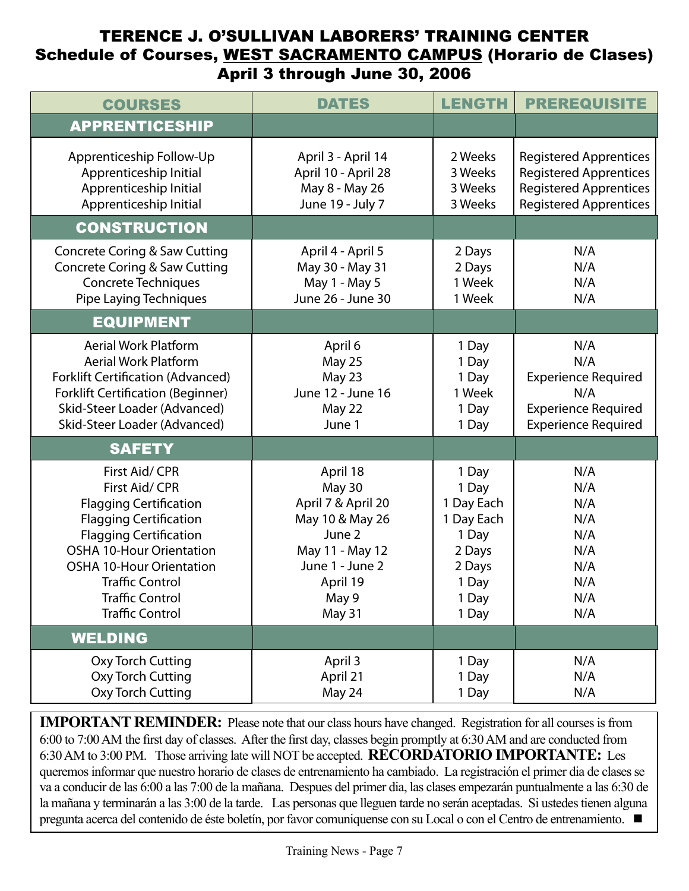# TERENCE J. O'SULLIVAN LABORERS' TRAINING CENTER

## Schedule of Courses, <u>WEST SACRAMENTO CAMPUS</u> (Horario de Clases)

## April 3 through June 30, 2006

| COURSES | DATES | LENGTH | PREREQUISITE |
|---|---|---|---|
| **APPRENTICESHIP** | | | |
| Apprenticeship Follow-Up | April 3 - April 14 | 2 Weeks | Registered Apprentices |
| Apprenticeship Initial | April 10 - April 28 | 3 Weeks | Registered Apprentices |
| Apprenticeship Initial | May 8 - May 26 | 3 Weeks | Registered Apprentices |
| Apprenticeship Initial | June 19 - July 7 | 3 Weeks | Registered Apprentices |
| **CONSTRUCTION** | | | |
| Concrete Coring & Saw Cutting | April 4 - April 5 | 2 Days | N/A |
| Concrete Coring & Saw Cutting | May 30 - May 31 | 2 Days | N/A |
| Concrete Techniques | May 1 - May 5 | 1 Week | N/A |
| Pipe Laying Techniques | June 26 - June 30 | 1 Week | N/A |
| **EQUIPMENT** | | | |
| Aerial Work Platform | April 6 | 1 Day | N/A |
| Aerial Work Platform | May 25 | 1 Day | N/A |
| Forklift Certification (Advanced) | May 23 | 1 Day | Experience Required |
| Forklift Certification (Beginner) | June 12 - June 16 | 1 Week | N/A |
| Skid-Steer Loader (Advanced) | May 22 | 1 Day | Experience Required |
| Skid-Steer Loader (Advanced) | June 1 | 1 Day | Experience Required |
| **SAFETY** | | | |
| First Aid/ CPR | April 18 | 1 Day | N/A |
| First Aid/ CPR | May 30 | 1 Day | N/A |
| Flagging Certification | April 7 & April 20 | 1 Day Each | N/A |
| Flagging Certification | May 10 & May 26 | 1 Day Each | N/A |
| Flagging Certification | June 2 | 1 Day | N/A |
| OSHA 10-Hour Orientation | May 11 - May 12 | 2 Days | N/A |
| OSHA 10-Hour Orientation | June 1 - June 2 | 2 Days | N/A |
| Traffic Control | April 19 | 1 Day | N/A |
| Traffic Control | May 9 | 1 Day | N/A |
| Traffic Control | May 31 | 1 Day | N/A |
| **WELDING** | | | |
| Oxy Torch Cutting | April 3 | 1 Day | N/A |
| Oxy Torch Cutting | April 21 | 1 Day | N/A |
| Oxy Torch Cutting | May 24 | 1 Day | N/A |

**IMPORTANT REMINDER:** Please note that our class hours have changed. Registration for all courses is from 6:00 to 7:00 AM the first day of classes. After the first day, classes begin promptly at 6:30 AM and are conducted from 6:30 AM to 3:00 PM. Those arriving late will NOT be accepted. **RECORDATORIO IMPORTANTE:** Les queremos informar que nuestro horario de clases de entrenamiento ha cambiado. La registración el primer dia de clases se va a conducir de las 6:00 a las 7:00 de la mañana. Despues del primer dia, las clases empezarán puntualmente a las 6:30 de la mañana y terminarán a las 3:00 de la tarde. Las personas que lleguen tarde no serán aceptadas. Si ustedes tienen alguna pregunta acerca del contenido de éste boletín, por favor comuniquense con su Local o con el Centro de entrenamiento. ■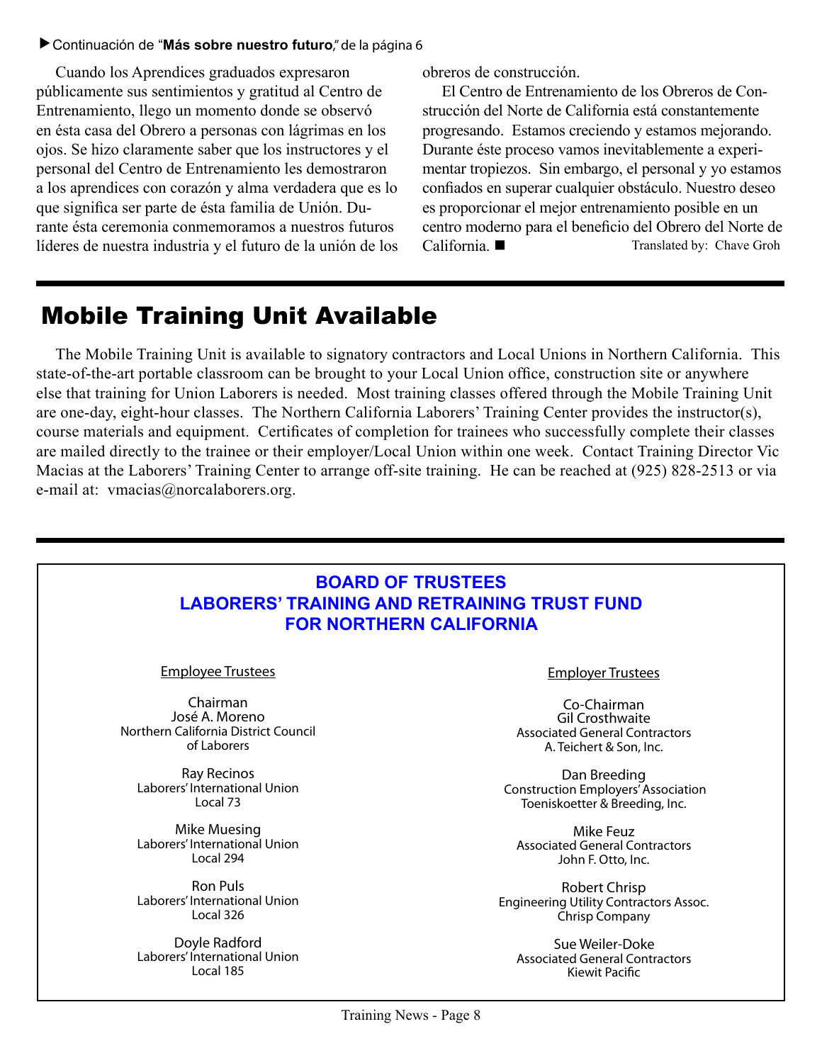▶ Continuación de "**Más sobre nuestro futuro**," de la página 6

Cuando los Aprendices graduados expresaron públicamente sus sentimientos y gratitud al Centro de Entrenamiento, llego un momento donde se observó en ésta casa del Obrero a personas con lágrimas en los ojos. Se hizo claramente saber que los instructores y el personal del Centro de Entrenamiento les demostraron a los aprendices con corazón y alma verdadera que es lo que significa ser parte de ésta familia de Unión. Durante ésta ceremonia conmemoramos a nuestros futuros líderes de nuestra industria y el futuro de la unión de los obreros de construcción.

El Centro de Entrenamiento de los Obreros de Construcción del Norte de California está constantemente progresando. Estamos creciendo y estamos mejorando. Durante éste proceso vamos inevitablemente a experimentar tropiezos. Sin embargo, el personal y yo estamos confiados en superar cualquier obstáculo. Nuestro deseo es proporcionar el mejor entrenamiento posible en un centro moderno para el beneficio del Obrero del Norte de California. ■

Translated by: Chave Groh

# Mobile Training Unit Available

The Mobile Training Unit is available to signatory contractors and Local Unions in Northern California. This state-of-the-art portable classroom can be brought to your Local Union office, construction site or anywhere else that training for Union Laborers is needed. Most training classes offered through the Mobile Training Unit are one-day, eight-hour classes. The Northern California Laborers' Training Center provides the instructor(s), course materials and equipment. Certificates of completion for trainees who successfully complete their classes are mailed directly to the trainee or their employer/Local Union within one week. Contact Training Director Vic Macias at the Laborers' Training Center to arrange off-site training. He can be reached at (925) 828-2513 or via e-mail at: vmacias@norcalaborers.org.

## BOARD OF TRUSTEES
## LABORERS' TRAINING AND RETRAINING TRUST FUND FOR NORTHERN CALIFORNIA

**Employee Trustees**

Chairman
José A. Moreno
Northern California District Council of Laborers

Ray Recinos
Laborers' International Union
Local 73

Mike Muesing
Laborers' International Union
Local 294

Ron Puls
Laborers' International Union
Local 326

Doyle Radford
Laborers' International Union
Local 185

**Employer Trustees**

Co-Chairman
Gil Crosthwaite
Associated General Contractors
A. Teichert & Son, Inc.

Dan Breeding
Construction Employers' Association
Toeniskoetter & Breeding, Inc.

Mike Feuz
Associated General Contractors
John F. Otto, Inc.

Robert Chrisp
Engineering Utility Contractors Assoc.
Chrisp Company

Sue Weiler-Doke
Associated General Contractors
Kiewit Pacific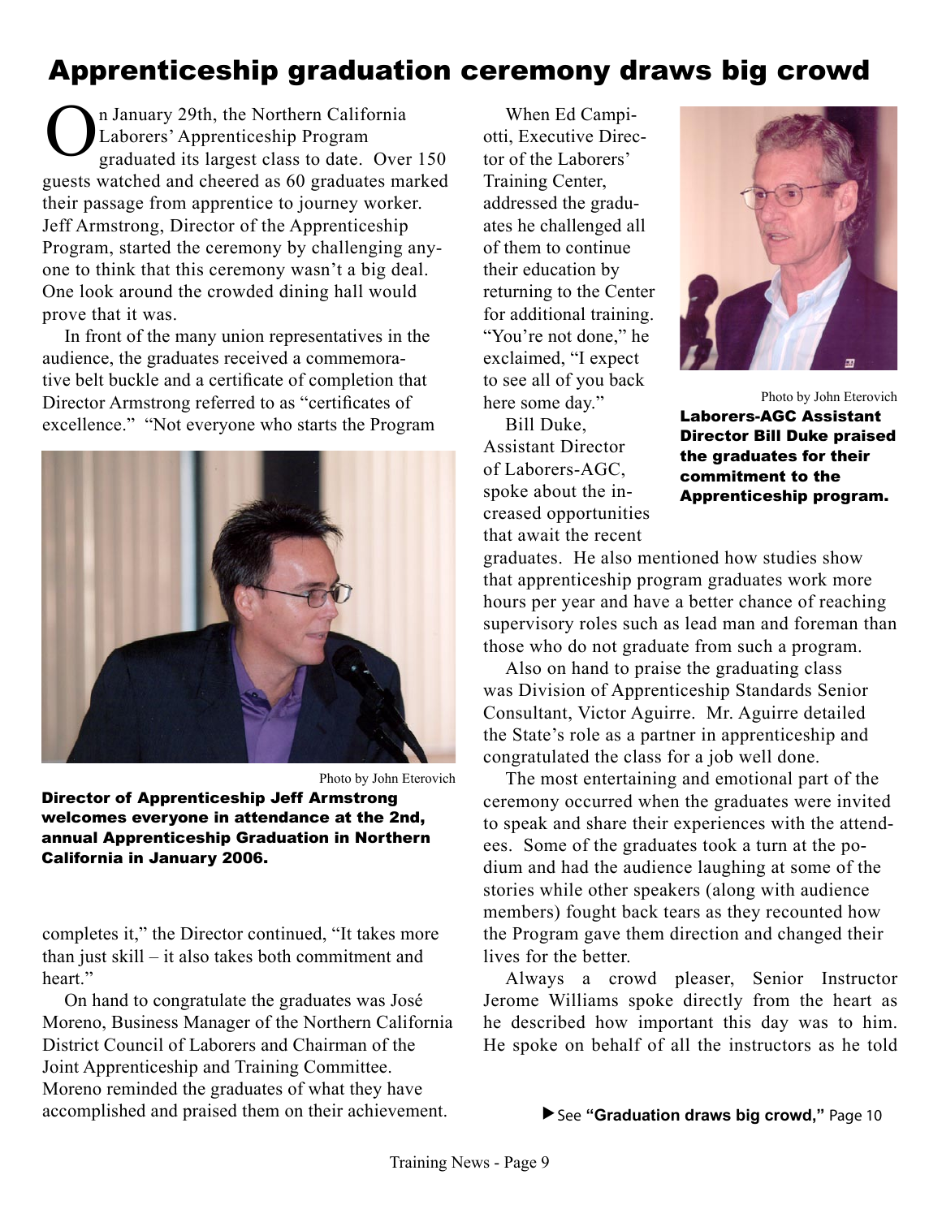# Apprenticeship graduation ceremony draws big crowd

On January 29th, the Northern California Laborers' Apprenticeship Program graduated its largest class to date. Over 150 guests watched and cheered as 60 graduates marked their passage from apprentice to journey worker. Jeff Armstrong, Director of the Apprenticeship Program, started the ceremony by challenging anyone to think that this ceremony wasn't a big deal. One look around the crowded dining hall would prove that it was.

In front of the many union representatives in the audience, the graduates received a commemorative belt buckle and a certificate of completion that Director Armstrong referred to as "certificates of excellence." "Not everyone who starts the Program completes it," the Director continued, "It takes more than just skill – it also takes both commitment and heart."

Photo by John Eterovich

**Director of Apprenticeship Jeff Armstrong welcomes everyone in attendance at the 2nd, annual Apprenticeship Graduation in Northern California in January 2006.**

On hand to congratulate the graduates was José Moreno, Business Manager of the Northern California District Council of Laborers and Chairman of the Joint Apprenticeship and Training Committee. Moreno reminded the graduates of what they have accomplished and praised them on their achievement.

When Ed Campiotti, Executive Director of the Laborers' Training Center, addressed the graduates he challenged all of them to continue their education by returning to the Center for additional training. "You're not done," he exclaimed, "I expect to see all of you back here some day."

Photo by John Eterovich

**Laborers-AGC Assistant Director Bill Duke praised the graduates for their commitment to the Apprenticeship program.**

Bill Duke, Assistant Director of Laborers-AGC, spoke about the increased opportunities that await the recent graduates. He also mentioned how studies show that apprenticeship program graduates work more hours per year and have a better chance of reaching supervisory roles such as lead man and foreman than those who do not graduate from such a program.

Also on hand to praise the graduating class was Division of Apprenticeship Standards Senior Consultant, Victor Aguirre. Mr. Aguirre detailed the State's role as a partner in apprenticeship and congratulated the class for a job well done.

The most entertaining and emotional part of the ceremony occurred when the graduates were invited to speak and share their experiences with the attendees. Some of the graduates took a turn at the podium and had the audience laughing at some of the stories while other speakers (along with audience members) fought back tears as they recounted how the Program gave them direction and changed their lives for the better.

Always a crowd pleaser, Senior Instructor Jerome Williams spoke directly from the heart as he described how important this day was to him. He spoke on behalf of all the instructors as he told

▶ See **"Graduation draws big crowd,"** Page 10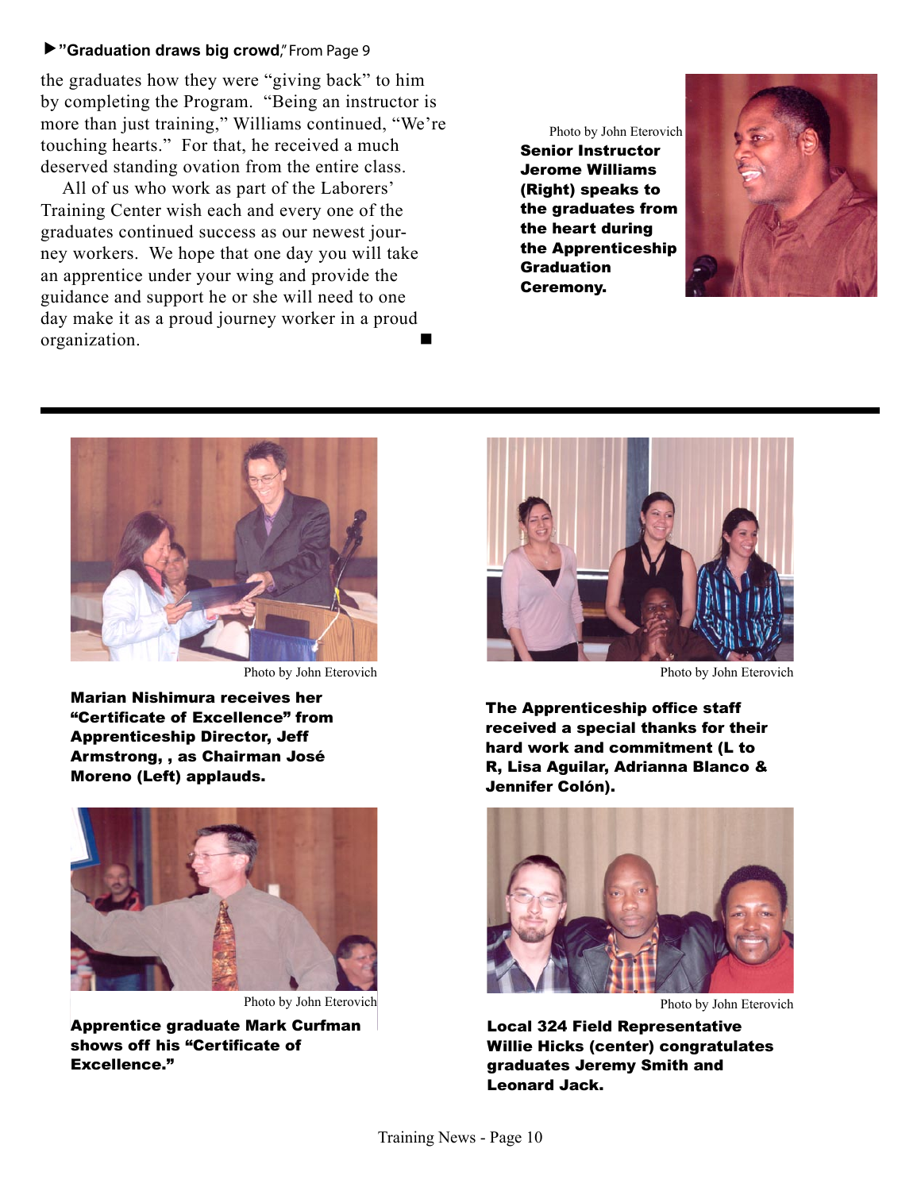▶ **"Graduation draws big crowd,"** From Page 9

the graduates how they were "giving back" to him by completing the Program. "Being an instructor is more than just training," Williams continued, "We're touching hearts." For that, he received a much deserved standing ovation from the entire class.

All of us who work as part of the Laborers' Training Center wish each and every one of the graduates continued success as our newest journey workers. We hope that one day you will take an apprentice under your wing and provide the guidance and support he or she will need to one day make it as a proud journey worker in a proud organization. ■

Photo by John Eterovich

**Senior Instructor Jerome Williams (Right) speaks to the graduates from the heart during the Apprenticeship Graduation Ceremony.**

---

Photo by John Eterovich

**Marian Nishimura receives her "Certificate of Excellence" from Apprenticeship Director, Jeff Armstrong, , as Chairman José Moreno (Left) applauds.**

Photo by John Eterovich

**The Apprenticeship office staff received a special thanks for their hard work and commitment (L to R, Lisa Aguilar, Adrianna Blanco & Jennifer Colón).**

Photo by John Eterovich

**Apprentice graduate Mark Curfman shows off his "Certificate of Excellence."**

Photo by John Eterovich

**Local 324 Field Representative Willie Hicks (center) congratulates graduates Jeremy Smith and Leonard Jack.**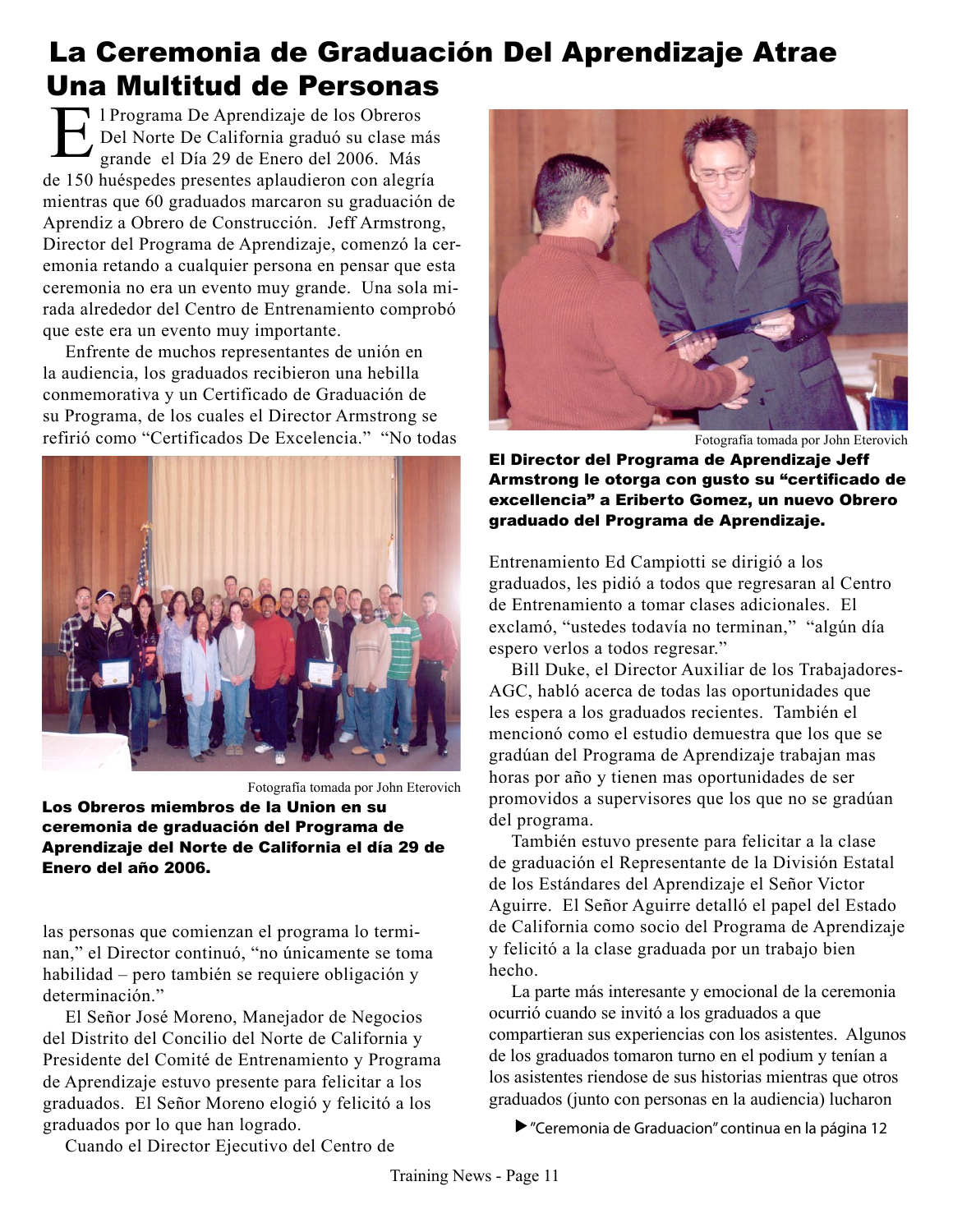# La Ceremonia de Graduación Del Aprendizaje Atrae Una Multitud de Personas

El Programa De Aprendizaje de los Obreros Del Norte De California graduó su clase más grande el Día 29 de Enero del 2006. Más de 150 huéspedes presentes aplaudieron con alegría mientras que 60 graduados marcaron su graduación de Aprendiz a Obrero de Construcción. Jeff Armstrong, Director del Programa de Aprendizaje, comenzó la ceremonia retando a cualquier persona en pensar que esta ceremonia no era un evento muy grande. Una sola mirada alrededor del Centro de Entrenamiento comprobó que este era un evento muy importante.

Enfrente de muchos representantes de unión en la audiencia, los graduados recibieron una hebilla conmemorativa y un Certificado de Graduación de su Programa, de los cuales el Director Armstrong se refirió como "Certificados De Excelencia." "No todas las personas que comienzan el programa lo terminan," el Director continuó, "no únicamente se toma habilidad – pero también se requiere obligación y determinación."

Fotografía tomada por John Eterovich

**Los Obreros miembros de la Union en su ceremonia de graduación del Programa de Aprendizaje del Norte de California el día 29 de Enero del año 2006.**

El Señor José Moreno, Manejador de Negocios del Distrito del Concilio del Norte de California y Presidente del Comité de Entrenamiento y Programa de Aprendizaje estuvo presente para felicitar a los graduados. El Señor Moreno elogió y felicitó a los graduados por lo que han logrado.

Cuando el Director Ejecutivo del Centro de Entrenamiento Ed Campiotti se dirigió a los graduados, les pidió a todos que regresaran al Centro de Entrenamiento a tomar clases adicionales. El exclamó, "ustedes todavía no terminan," "algún día espero verlos a todos regresar."

Fotografía tomada por John Eterovich

**El Director del Programa de Aprendizaje Jeff Armstrong le otorga con gusto su "certificado de excellencia" a Eriberto Gomez, un nuevo Obrero graduado del Programa de Aprendizaje.**

Bill Duke, el Director Auxiliar de los Trabajadores-AGC, habló acerca de todas las oportunidades que les espera a los graduados recientes. También el mencionó como el estudio demuestra que los que se gradúan del Programa de Aprendizaje trabajan mas horas por año y tienen mas oportunidades de ser promovidos a supervisores que los que no se gradúan del programa.

También estuvo presente para felicitar a la clase de graduación el Representante de la División Estatal de los Estándares del Aprendizaje el Señor Victor Aguirre. El Señor Aguirre detalló el papel del Estado de California como socio del Programa de Aprendizaje y felicitó a la clase graduada por un trabajo bien hecho.

La parte más interesante y emocional de la ceremonia ocurrió cuando se invitó a los graduados a que compartieran sus experiencias con los asistentes. Algunos de los graduados tomaron turno en el podium y tenían a los asistentes riendose de sus historias mientras que otros graduados (junto con personas en la audiencia) lucharon

▶ "Ceremonia de Graduacion" continua en la página 12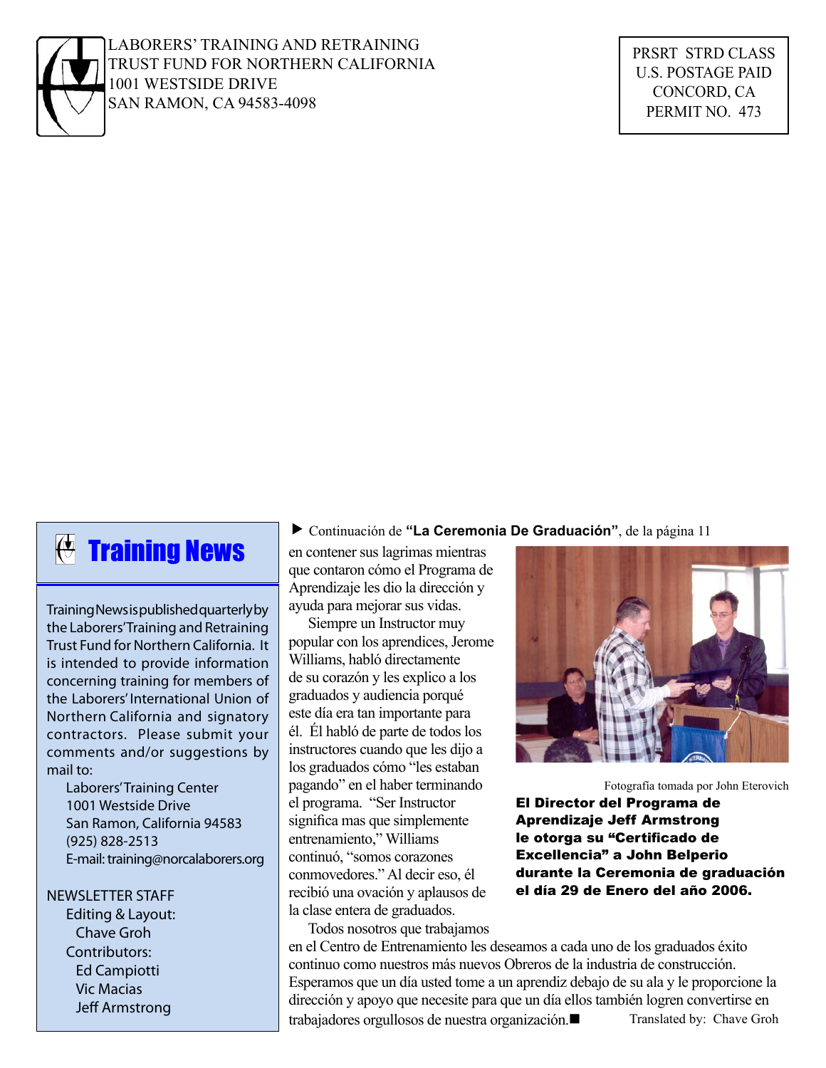LABORERS' TRAINING AND RETRAINING
TRUST FUND FOR NORTHERN CALIFORNIA
1001 WESTSIDE DRIVE
SAN RAMON, CA 94583-4098

PRSRT STRD CLASS
U.S. POSTAGE PAID
CONCORD, CA
PERMIT NO. 473

## Training News

Training News is published quarterly by the Laborers' Training and Retraining Trust Fund for Northern California. It is intended to provide information concerning training for members of the Laborers' International Union of Northern California and signatory contractors. Please submit your comments and/or suggestions by mail to:

Laborers' Training Center
1001 Westside Drive
San Ramon, California 94583
(925) 828-2513
E-mail: training@norcalaborers.org

NEWSLETTER STAFF
Editing & Layout:
Chave Groh
Contributors:
Ed Campiotti
Vic Macias
Jeff Armstrong

▶ Continuación de **"La Ceremonia De Graduación"**, de la página 11

en contener sus lagrimas mientras que contaron cómo el Programa de Aprendizaje les dio la dirección y ayuda para mejorar sus vidas.

Siempre un Instructor muy popular con los aprendices, Jerome Williams, habló directamente de su corazón y les explico a los graduados y audiencia porqué este día era tan importante para él. Él habló de parte de todos los instructores cuando que les dijo a los graduados cómo "les estaban pagando" en el haber terminando el programa. "Ser Instructor significa mas que simplemente entrenamiento," Williams continuó, "somos corazones conmovedores." Al decir eso, él recibió una ovación y aplausos de la clase entera de graduados.

Fotografía tomada por John Eterovich

**El Director del Programa de Aprendizaje Jeff Armstrong le otorga su "Certificado de Excellencia" a John Belperio durante la Ceremonia de graduación el día 29 de Enero del año 2006.**

Todos nosotros que trabajamos en el Centro de Entrenamiento les deseamos a cada uno de los graduados éxito continuo como nuestros más nuevos Obreros de la industria de construcción. Esperamos que un día usted tome a un aprendiz debajo de su ala y le proporcione la dirección y apoyo que necesite para que un día ellos también logren convertirse en trabajadores orgullosos de nuestra organización.■

Translated by: Chave Groh